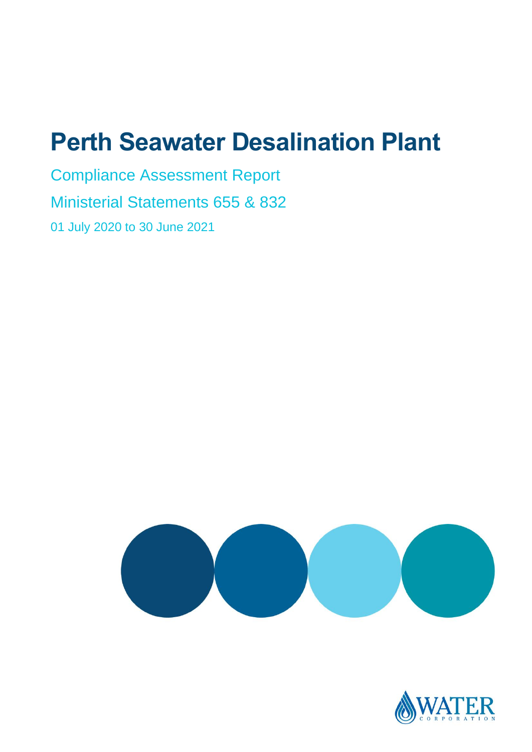# Perth Seawater Desalination Plant

Compliance Assessment Report

Ministerial Statements 655 & 832

01 July 2020 to 30 June 2021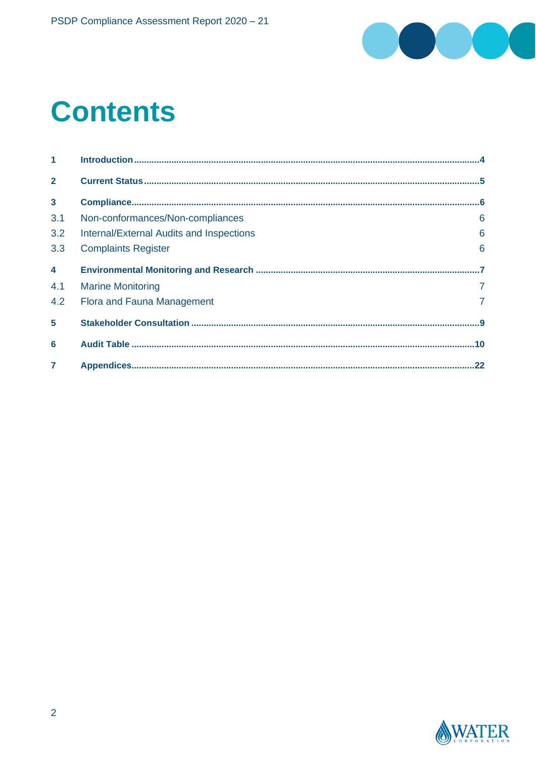# Contents

| | | |
|---|---|---|
| **1** | **Introduction** | **4** |
| **2** | **Current Status** | **5** |
| **3** | **Compliance** | **6** |
| 3.1 | Non-conformances/Non-compliances | 6 |
| 3.2 | Internal/External Audits and Inspections | 6 |
| 3.3 | Complaints Register | 6 |
| **4** | **Environmental Monitoring and Research** | **7** |
| 4.1 | Marine Monitoring | 7 |
| 4.2 | Flora and Fauna Management | 7 |
| **5** | **Stakeholder Consultation** | **9** |
| **6** | **Audit Table** | **10** |
| **7** | **Appendices** | **22** |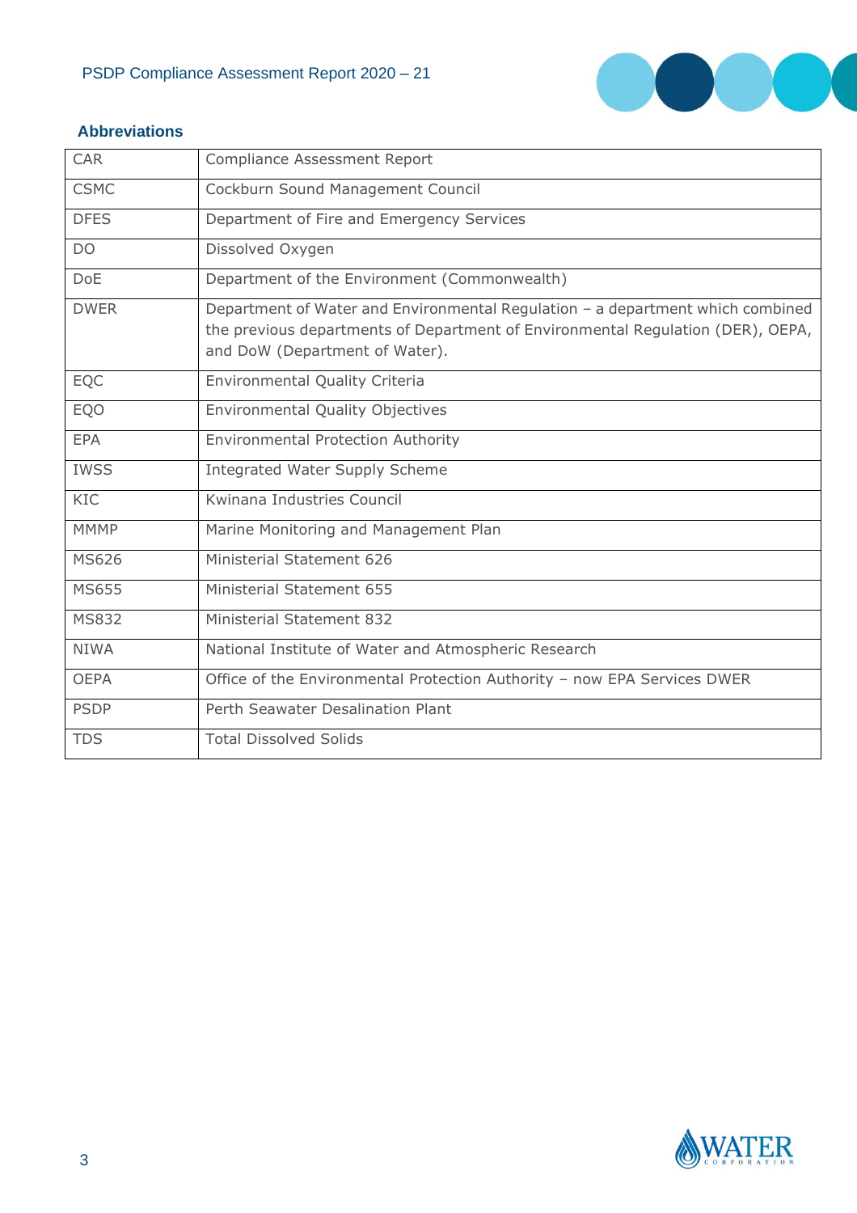## Abbreviations

| | |
|---|---|
| CAR | Compliance Assessment Report |
| CSMC | Cockburn Sound Management Council |
| DFES | Department of Fire and Emergency Services |
| DO | Dissolved Oxygen |
| DoE | Department of the Environment (Commonwealth) |
| DWER | Department of Water and Environmental Regulation – a department which combined the previous departments of Department of Environmental Regulation (DER), OEPA, and DoW (Department of Water). |
| EQC | Environmental Quality Criteria |
| EQO | Environmental Quality Objectives |
| EPA | Environmental Protection Authority |
| IWSS | Integrated Water Supply Scheme |
| KIC | Kwinana Industries Council |
| MMMP | Marine Monitoring and Management Plan |
| MS626 | Ministerial Statement 626 |
| MS655 | Ministerial Statement 655 |
| MS832 | Ministerial Statement 832 |
| NIWA | National Institute of Water and Atmospheric Research |
| OEPA | Office of the Environmental Protection Authority – now EPA Services DWER |
| PSDP | Perth Seawater Desalination Plant |
| TDS | Total Dissolved Solids |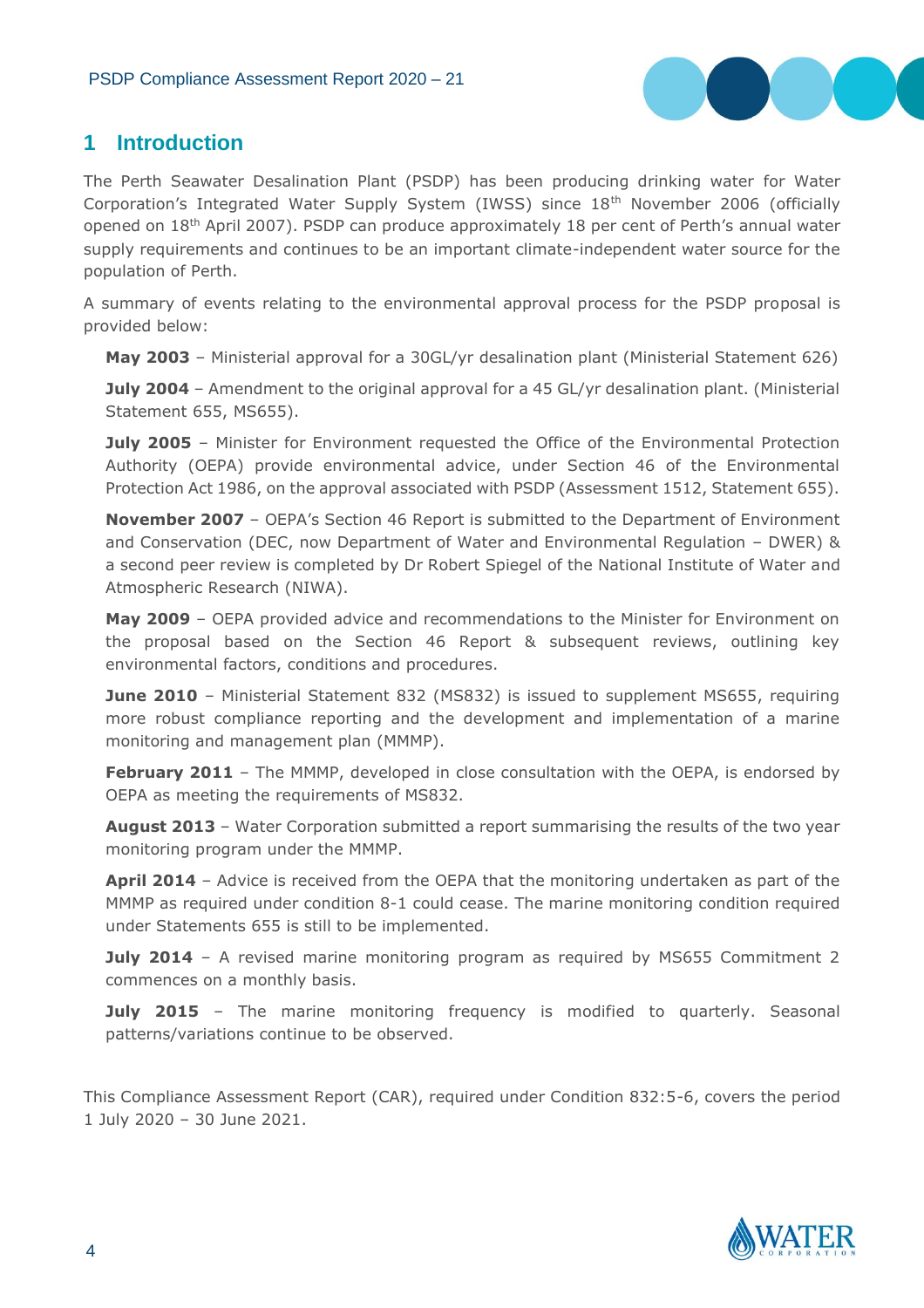# 1 Introduction

The Perth Seawater Desalination Plant (PSDP) has been producing drinking water for Water Corporation's Integrated Water Supply System (IWSS) since 18th November 2006 (officially opened on 18th April 2007). PSDP can produce approximately 18 per cent of Perth's annual water supply requirements and continues to be an important climate-independent water source for the population of Perth.

A summary of events relating to the environmental approval process for the PSDP proposal is provided below:

**May 2003** – Ministerial approval for a 30GL/yr desalination plant (Ministerial Statement 626)

**July 2004** – Amendment to the original approval for a 45 GL/yr desalination plant. (Ministerial Statement 655, MS655).

**July 2005** – Minister for Environment requested the Office of the Environmental Protection Authority (OEPA) provide environmental advice, under Section 46 of the Environmental Protection Act 1986, on the approval associated with PSDP (Assessment 1512, Statement 655).

**November 2007** – OEPA's Section 46 Report is submitted to the Department of Environment and Conservation (DEC, now Department of Water and Environmental Regulation – DWER) & a second peer review is completed by Dr Robert Spiegel of the National Institute of Water and Atmospheric Research (NIWA).

**May 2009** – OEPA provided advice and recommendations to the Minister for Environment on the proposal based on the Section 46 Report & subsequent reviews, outlining key environmental factors, conditions and procedures.

**June 2010** – Ministerial Statement 832 (MS832) is issued to supplement MS655, requiring more robust compliance reporting and the development and implementation of a marine monitoring and management plan (MMMP).

**February 2011** – The MMMP, developed in close consultation with the OEPA, is endorsed by OEPA as meeting the requirements of MS832.

**August 2013** – Water Corporation submitted a report summarising the results of the two year monitoring program under the MMMP.

**April 2014** – Advice is received from the OEPA that the monitoring undertaken as part of the MMMP as required under condition 8-1 could cease. The marine monitoring condition required under Statements 655 is still to be implemented.

**July 2014** – A revised marine monitoring program as required by MS655 Commitment 2 commences on a monthly basis.

**July 2015** – The marine monitoring frequency is modified to quarterly. Seasonal patterns/variations continue to be observed.

This Compliance Assessment Report (CAR), required under Condition 832:5-6, covers the period 1 July 2020 – 30 June 2021.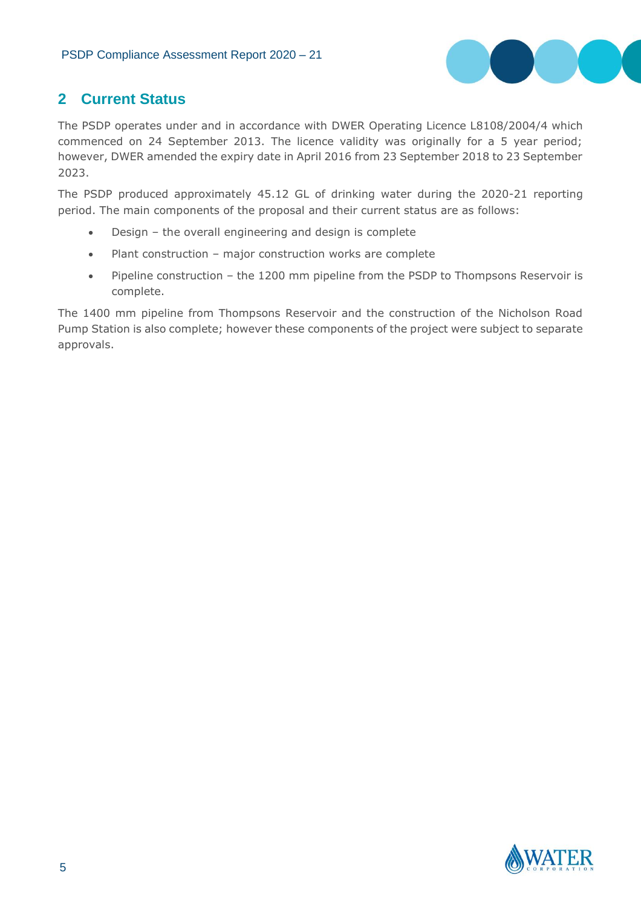## 2 Current Status

The PSDP operates under and in accordance with DWER Operating Licence L8108/2004/4 which commenced on 24 September 2013. The licence validity was originally for a 5 year period; however, DWER amended the expiry date in April 2016 from 23 September 2018 to 23 September 2023.

The PSDP produced approximately 45.12 GL of drinking water during the 2020-21 reporting period. The main components of the proposal and their current status are as follows:

- Design – the overall engineering and design is complete
- Plant construction – major construction works are complete
- Pipeline construction – the 1200 mm pipeline from the PSDP to Thompsons Reservoir is complete.

The 1400 mm pipeline from Thompsons Reservoir and the construction of the Nicholson Road Pump Station is also complete; however these components of the project were subject to separate approvals.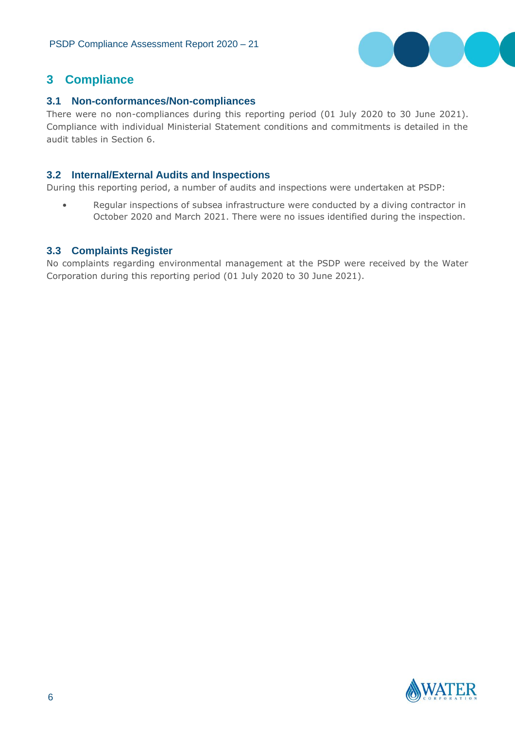# 3 Compliance

## 3.1 Non-conformances/Non-compliances

There were no non-compliances during this reporting period (01 July 2020 to 30 June 2021). Compliance with individual Ministerial Statement conditions and commitments is detailed in the audit tables in Section 6.

## 3.2 Internal/External Audits and Inspections

During this reporting period, a number of audits and inspections were undertaken at PSDP:

- Regular inspections of subsea infrastructure were conducted by a diving contractor in October 2020 and March 2021. There were no issues identified during the inspection.

## 3.3 Complaints Register

No complaints regarding environmental management at the PSDP were received by the Water Corporation during this reporting period (01 July 2020 to 30 June 2021).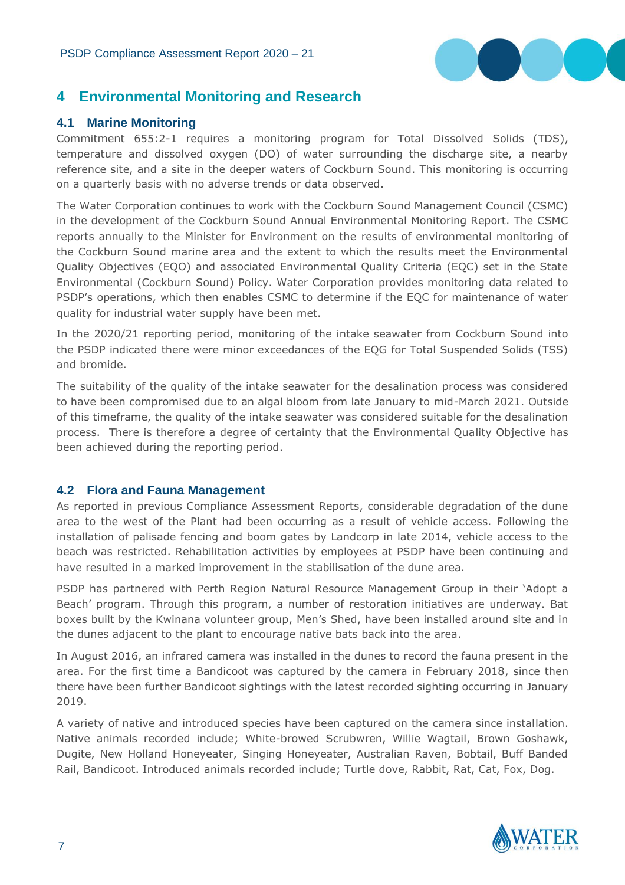## 4 Environmental Monitoring and Research

### 4.1 Marine Monitoring

Commitment 655:2-1 requires a monitoring program for Total Dissolved Solids (TDS), temperature and dissolved oxygen (DO) of water surrounding the discharge site, a nearby reference site, and a site in the deeper waters of Cockburn Sound. This monitoring is occurring on a quarterly basis with no adverse trends or data observed.

The Water Corporation continues to work with the Cockburn Sound Management Council (CSMC) in the development of the Cockburn Sound Annual Environmental Monitoring Report. The CSMC reports annually to the Minister for Environment on the results of environmental monitoring of the Cockburn Sound marine area and the extent to which the results meet the Environmental Quality Objectives (EQO) and associated Environmental Quality Criteria (EQC) set in the State Environmental (Cockburn Sound) Policy. Water Corporation provides monitoring data related to PSDP's operations, which then enables CSMC to determine if the EQC for maintenance of water quality for industrial water supply have been met.

In the 2020/21 reporting period, monitoring of the intake seawater from Cockburn Sound into the PSDP indicated there were minor exceedances of the EQG for Total Suspended Solids (TSS) and bromide.

The suitability of the quality of the intake seawater for the desalination process was considered to have been compromised due to an algal bloom from late January to mid-March 2021. Outside of this timeframe, the quality of the intake seawater was considered suitable for the desalination process. There is therefore a degree of certainty that the Environmental Quality Objective has been achieved during the reporting period.

### 4.2 Flora and Fauna Management

As reported in previous Compliance Assessment Reports, considerable degradation of the dune area to the west of the Plant had been occurring as a result of vehicle access. Following the installation of palisade fencing and boom gates by Landcorp in late 2014, vehicle access to the beach was restricted. Rehabilitation activities by employees at PSDP have been continuing and have resulted in a marked improvement in the stabilisation of the dune area.

PSDP has partnered with Perth Region Natural Resource Management Group in their 'Adopt a Beach' program. Through this program, a number of restoration initiatives are underway. Bat boxes built by the Kwinana volunteer group, Men's Shed, have been installed around site and in the dunes adjacent to the plant to encourage native bats back into the area.

In August 2016, an infrared camera was installed in the dunes to record the fauna present in the area. For the first time a Bandicoot was captured by the camera in February 2018, since then there have been further Bandicoot sightings with the latest recorded sighting occurring in January 2019.

A variety of native and introduced species have been captured on the camera since installation. Native animals recorded include; White-browed Scrubwren, Willie Wagtail, Brown Goshawk, Dugite, New Holland Honeyeater, Singing Honeyeater, Australian Raven, Bobtail, Buff Banded Rail, Bandicoot. Introduced animals recorded include; Turtle dove, Rabbit, Rat, Cat, Fox, Dog.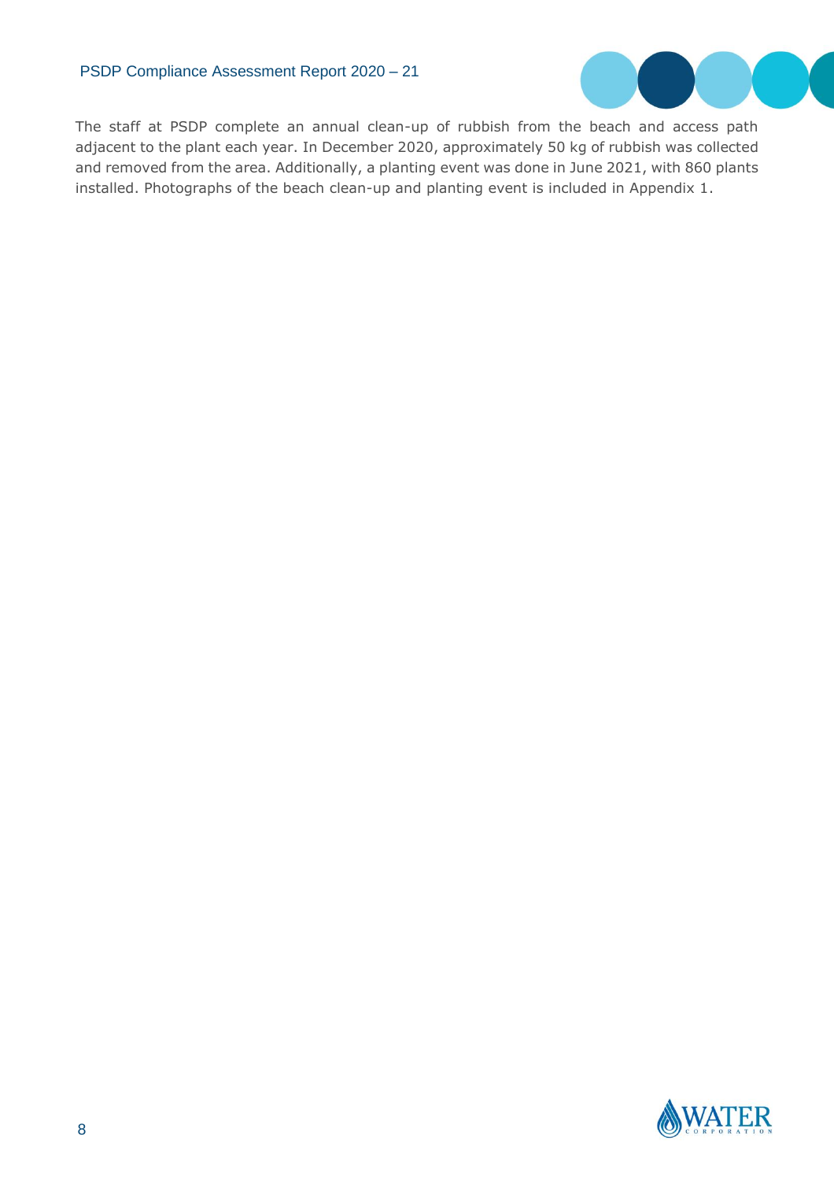The staff at PSDP complete an annual clean-up of rubbish from the beach and access path adjacent to the plant each year. In December 2020, approximately 50 kg of rubbish was collected and removed from the area. Additionally, a planting event was done in June 2021, with 860 plants installed. Photographs of the beach clean-up and planting event is included in Appendix 1.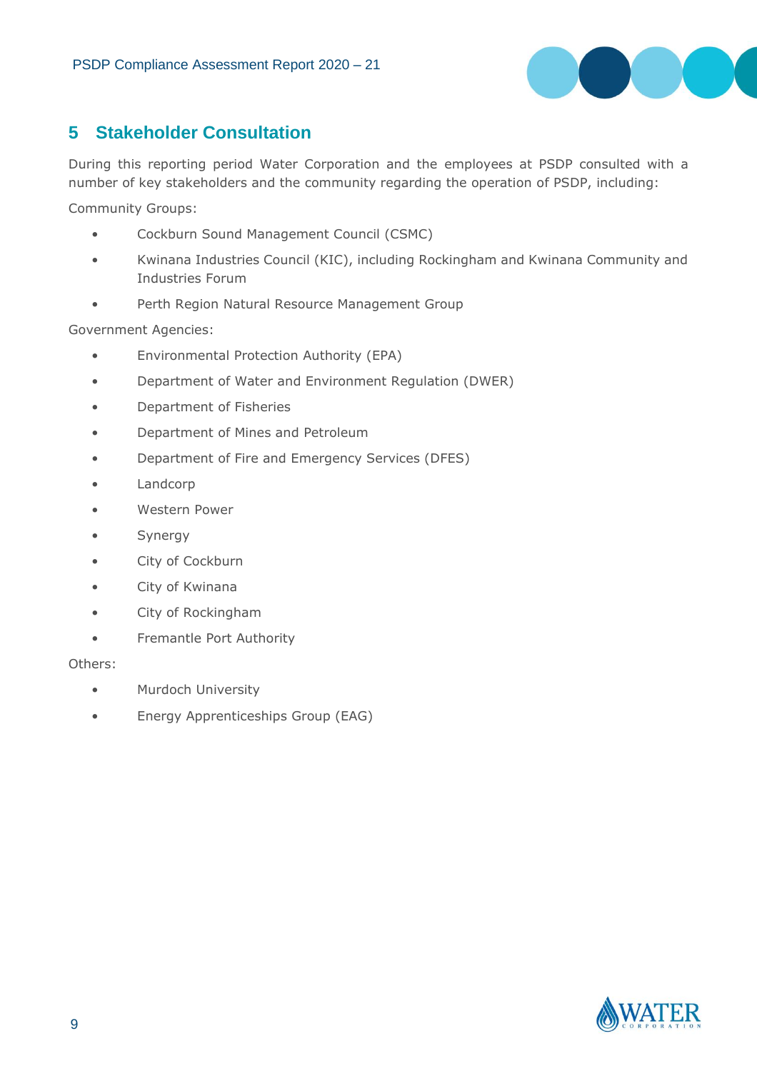## 5 Stakeholder Consultation

During this reporting period Water Corporation and the employees at PSDP consulted with a number of key stakeholders and the community regarding the operation of PSDP, including:

Community Groups:

- Cockburn Sound Management Council (CSMC)
- Kwinana Industries Council (KIC), including Rockingham and Kwinana Community and Industries Forum
- Perth Region Natural Resource Management Group

Government Agencies:

- Environmental Protection Authority (EPA)
- Department of Water and Environment Regulation (DWER)
- Department of Fisheries
- Department of Mines and Petroleum
- Department of Fire and Emergency Services (DFES)
- Landcorp
- Western Power
- Synergy
- City of Cockburn
- City of Kwinana
- City of Rockingham
- Fremantle Port Authority

Others:

- Murdoch University
- Energy Apprenticeships Group (EAG)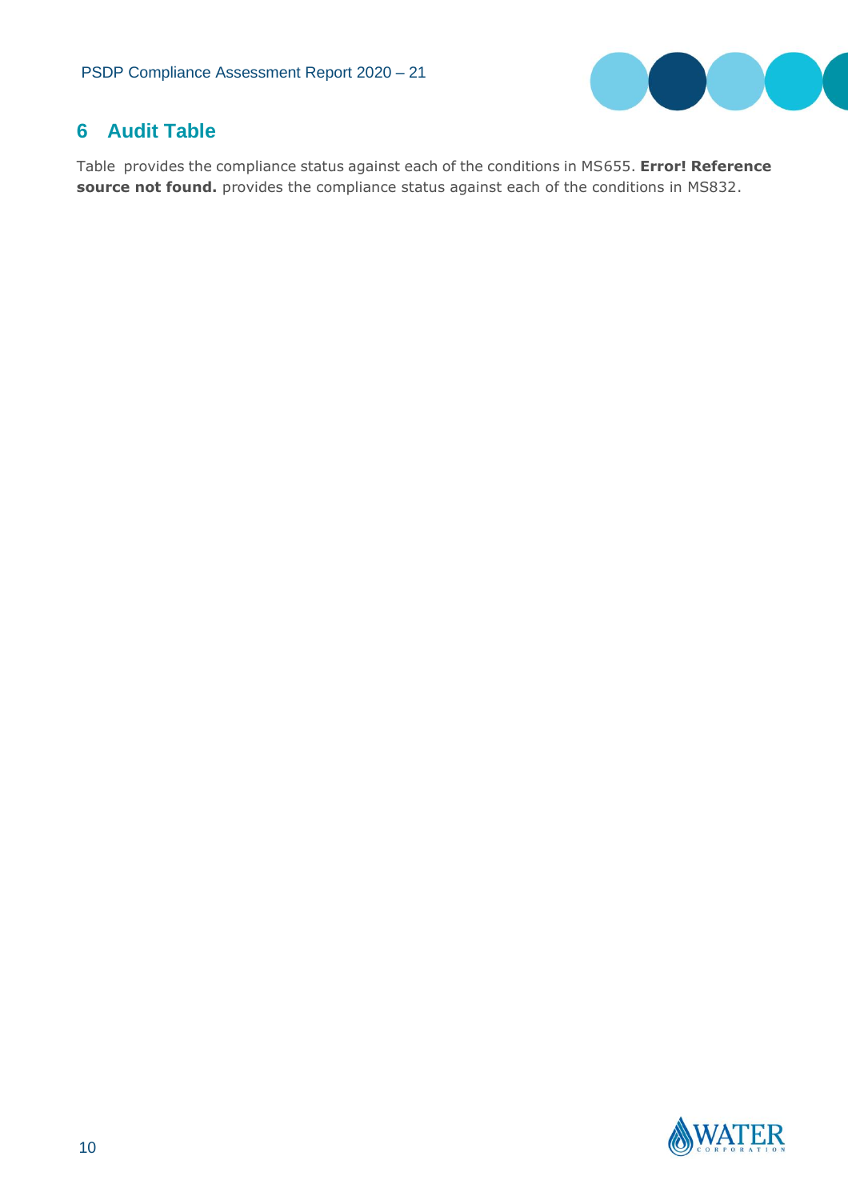## 6 Audit Table

Table  provides the compliance status against each of the conditions in MS655. **Error! Reference source not found.** provides the compliance status against each of the conditions in MS832.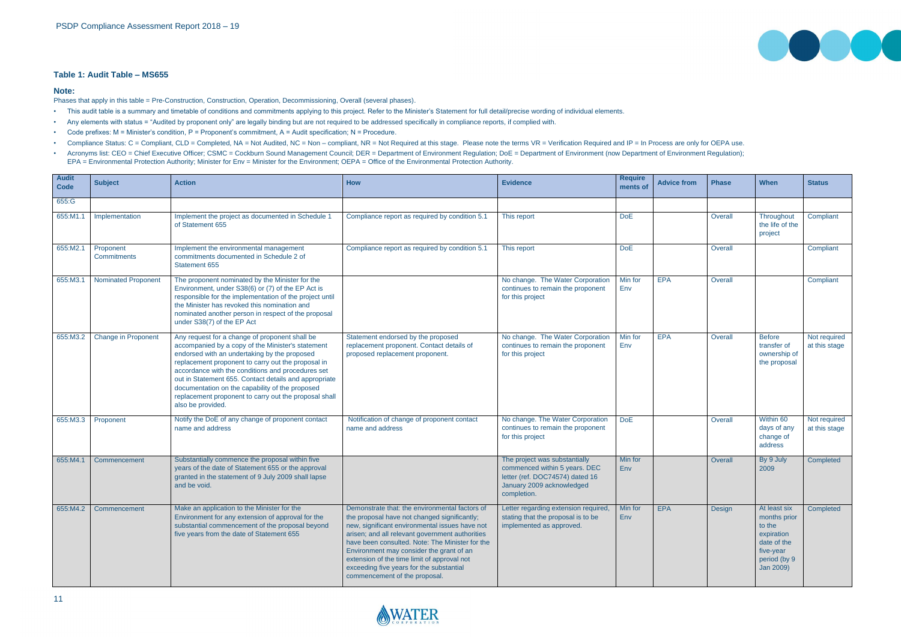### Table 1: Audit Table – MS655

**Note:**

Phases that apply in this table = Pre-Construction, Construction, Operation, Decommissioning, Overall (several phases).

- This audit table is a summary and timetable of conditions and commitments applying to this project. Refer to the Minister's Statement for full detail/precise wording of individual elements.
- Any elements with status = "Audited by proponent only" are legally binding but are not required to be addressed specifically in compliance reports, if complied with.
- Code prefixes: M = Minister's condition, P = Proponent's commitment, A = Audit specification; N = Procedure.
- Compliance Status: C = Compliant, CLD = Completed, NA = Not Audited, NC = Non – compliant, NR = Not Required at this stage. Please note the terms VR = Verification Required and IP = In Process are only for OEPA use.
- Acronyms list: CEO = Chief Executive Officer; CSMC = Cockburn Sound Management Council; DER = Department of Environment Regulation; DoE = Department of Environment (now Department of Environment Regulation); EPA = Environmental Protection Authority; Minister for Env = Minister for the Environment; OEPA = Office of the Environmental Protection Authority.

| Audit Code | Subject | Action | How | Evidence | Requirements of | Advice from | Phase | When | Status |
|---|---|---|---|---|---|---|---|---|---|
| 655:G | | | | | | | | | |
| 655:M1.1 | Implementation | Implement the project as documented in Schedule 1 of Statement 655 | Compliance report as required by condition 5.1 | This report | DoE | | Overall | Throughout the life of the project | Compliant |
| 655:M2.1 | Proponent Commitments | Implement the environmental management commitments documented in Schedule 2 of Statement 655 | Compliance report as required by condition 5.1 | This report | DoE | | Overall | | Compliant |
| 655:M3.1 | Nominated Proponent | The proponent nominated by the Minister for the Environment, under S38(6) or (7) of the EP Act is responsible for the implementation of the project until the Minister has revoked this nomination and nominated another person in respect of the proposal under S38(7) of the EP Act | | No change. The Water Corporation continues to remain the proponent for this project | Min for Env | EPA | Overall | | Compliant |
| 655:M3.2 | Change in Proponent | Any request for a change of proponent shall be accompanied by a copy of the Minister's statement endorsed with an undertaking by the proposed replacement proponent to carry out the proposal in accordance with the conditions and procedures set out in Statement 655. Contact details and appropriate documentation on the capability of the proposed replacement proponent to carry out the proposal shall also be provided. | Statement endorsed by the proposed replacement proponent. Contact details of proposed replacement proponent. | No change. The Water Corporation continues to remain the proponent for this project | Min for Env | EPA | Overall | Before transfer of ownership of the proposal | Not required at this stage |
| 655:M3.3 | Proponent | Notify the DoE of any change of proponent contact name and address | Notification of change of proponent contact name and address | No change. The Water Corporation continues to remain the proponent for this project | DoE | | Overall | Within 60 days of any change of address | Not required at this stage |
| 655:M4.1 | Commencement | Substantially commence the proposal within five years of the date of Statement 655 or the approval granted in the statement of 9 July 2009 shall lapse and be void. | | The project was substantially commenced within 5 years. DEC letter (ref. DOC74574) dated 16 January 2009 acknowledged completion. | Min for Env | | Overall | By 9 July 2009 | Completed |
| 655:M4.2 | Commencement | Make an application to the Minister for the Environment for any extension of approval for the substantial commencement of the proposal beyond five years from the date of Statement 655 | Demonstrate that: the environmental factors of the proposal have not changed significantly; new, significant environmental issues have not arisen; and all relevant government authorities have been consulted. Note: The Minister for the Environment may consider the grant of an extension of the time limit of approval not exceeding five years for the substantial commencement of the proposal. | Letter regarding extension required, stating that the proposal is to be implemented as approved. | Min for Env | EPA | Design | At least six months prior to the expiration date of the five-year period (by 9 Jan 2009) | Completed |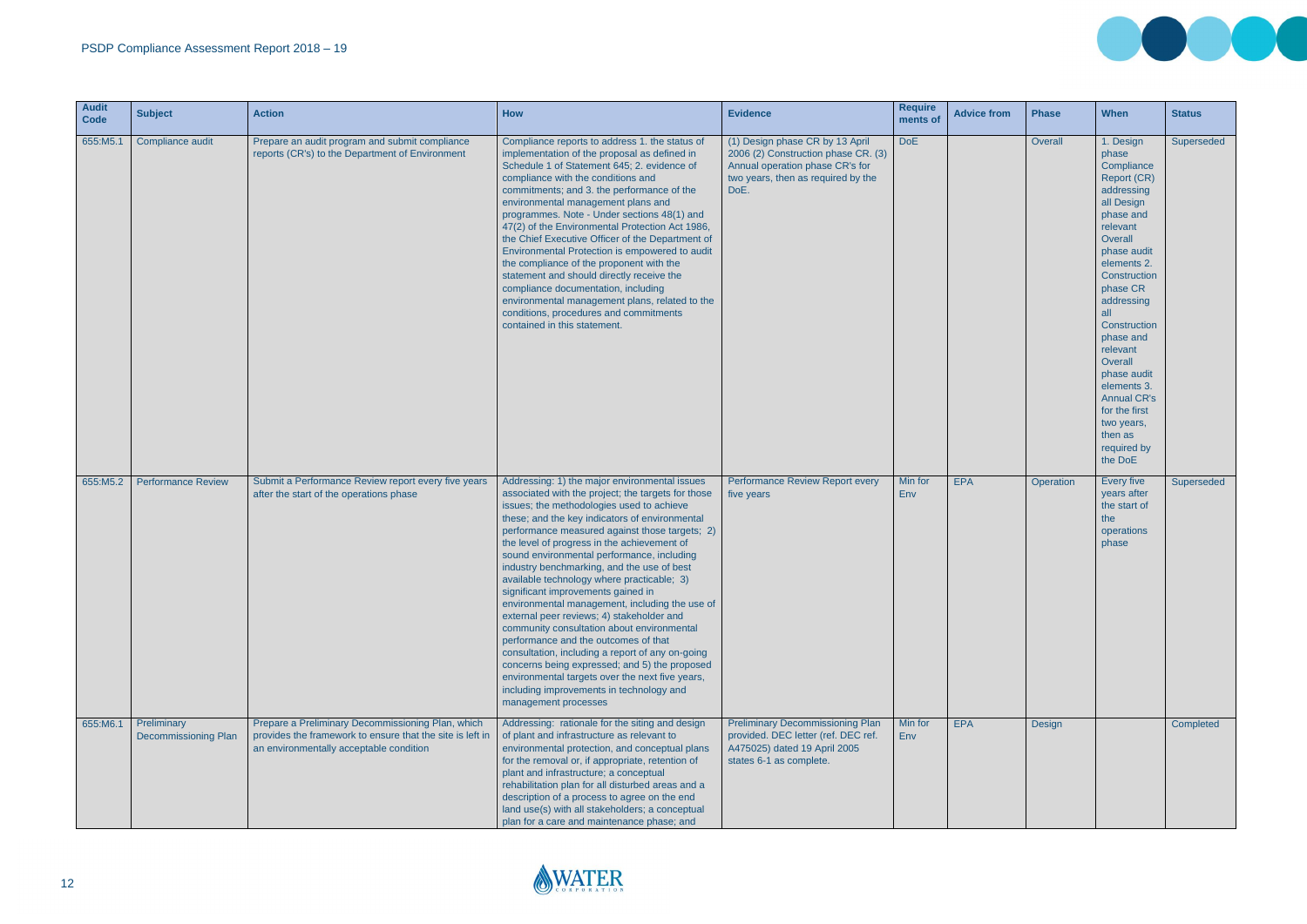| Audit Code | Subject | Action | How | Evidence | Require ments of | Advice from | Phase | When | Status |
|---|---|---|---|---|---|---|---|---|---|
| 655:M5.1 | Compliance audit | Prepare an audit program and submit compliance reports (CR's) to the Department of Environment | Compliance reports to address 1. the status of implementation of the proposal as defined in Schedule 1 of Statement 645; 2. evidence of compliance with the conditions and commitments; and 3. the performance of the environmental management plans and programmes. Note - Under sections 48(1) and 47(2) of the Environmental Protection Act 1986, the Chief Executive Officer of the Department of Environmental Protection is empowered to audit the compliance of the proponent with the statement and should directly receive the compliance documentation, including environmental management plans, related to the conditions, procedures and commitments contained in this statement. | (1) Design phase CR by 13 April 2006 (2) Construction phase CR. (3) Annual operation phase CR's for two years, then as required by the DoE. | DoE | | Overall | 1. Design phase Compliance Report (CR) addressing all Design phase and relevant Overall phase audit elements 2. Construction phase CR addressing all Construction phase and relevant Overall phase audit elements 3. Annual CR's for the first two years, then as required by the DoE | Superseded |
| 655:M5.2 | Performance Review | Submit a Performance Review report every five years after the start of the operations phase | Addressing: 1) the major environmental issues associated with the project; the targets for those issues; the methodologies used to achieve these; and the key indicators of environmental performance measured against those targets; 2) the level of progress in the achievement of sound environmental performance, including industry benchmarking, and the use of best available technology where practicable; 3) significant improvements gained in environmental management, including the use of external peer reviews; 4) stakeholder and community consultation about environmental performance and the outcomes of that consultation, including a report of any on-going concerns being expressed; and 5) the proposed environmental targets over the next five years, including improvements in technology and management processes | Performance Review Report every five years | Min for Env | EPA | Operation | Every five years after the start of the operations phase | Superseded |
| 655:M6.1 | Preliminary Decommissioning Plan | Prepare a Preliminary Decommissioning Plan, which provides the framework to ensure that the site is left in an environmentally acceptable condition | Addressing: rationale for the siting and design of plant and infrastructure as relevant to environmental protection, and conceptual plans for the removal or, if appropriate, retention of plant and infrastructure; a conceptual rehabilitation plan for all disturbed areas and a description of a process to agree on the end land use(s) with all stakeholders; a conceptual plan for a care and maintenance phase; and | Preliminary Decommissioning Plan provided. DEC letter (ref. DEC ref. A475025) dated 19 April 2005 states 6-1 as complete. | Min for Env | EPA | Design | | Completed |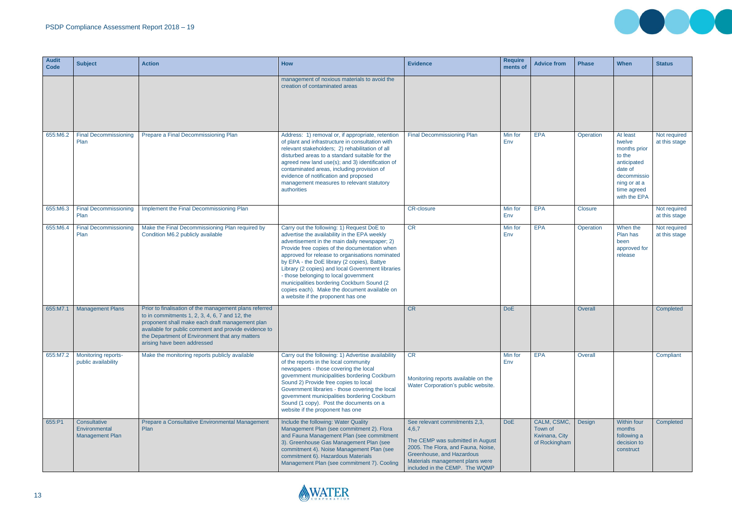| Audit Code | Subject | Action | How | Evidence | Requirements of | Advice from | Phase | When | Status |
|---|---|---|---|---|---|---|---|---|---|
| | | | management of noxious materials to avoid the creation of contaminated areas | | | | | | |
| 655:M6.2 | Final Decommissioning Plan | Prepare a Final Decommissioning Plan | Address: 1) removal or, if appropriate, retention of plant and infrastructure in consultation with relevant stakeholders; 2) rehabilitation of all disturbed areas to a standard suitable for the agreed new land use(s); and 3) identification of contaminated areas, including provision of evidence of notification and proposed management measures to relevant statutory authorities | Final Decommissioning Plan | Min for Env | EPA | Operation | At least twelve months prior to the anticipated date of decommissioning or at a time agreed with the EPA | Not required at this stage |
| 655:M6.3 | Final Decommissioning Plan | Implement the Final Decommissioning Plan | | CR-closure | Min for Env | EPA | Closure | | Not required at this stage |
| 655:M6.4 | Final Decommissioning Plan | Make the Final Decommissioning Plan required by Condition M6.2 publicly available | Carry out the following: 1) Request DoE to advertise the availability in the EPA weekly advertisement in the main daily newspaper; 2) Provide free copies of the documentation when approved for release to organisations nominated by EPA - the DoE library (2 copies), Battye Library (2 copies) and local Government libraries - those belonging to local government municipalities bordering Cockburn Sound (2 copies each). Make the document available on a website if the proponent has one | CR | Min for Env | EPA | Operation | When the Plan has been approved for release | Not required at this stage |
| 655:M7.1 | Management Plans | Prior to finalisation of the management plans referred to in commitments 1, 2, 3, 4, 6, 7 and 12, the proponent shall make each draft management plan available for public comment and provide evidence to the Department of Environment that any matters arising have been addressed | | CR | DoE | | Overall | | Completed |
| 655:M7.2 | Monitoring reports- public availability | Make the monitoring reports publicly available | Carry out the following: 1) Advertise availability of the reports in the local community newspapers - those covering the local government municipalities bordering Cockburn Sound 2) Provide free copies to local Government libraries - those covering the local government municipalities bordering Cockburn Sound (1 copy). Post the documents on a website if the proponent has one | CR<br><br>Monitoring reports available on the Water Corporation's public website. | Min for Env | EPA | Overall | | Compliant |
| 655:P1 | Consultative Environmental Management Plan | Prepare a Consultative Environmental Management Plan | Include the following: Water Quality Management Plan (see commitment 2). Flora and Fauna Management Plan (see commitment 3). Greenhouse Gas Management Plan (see commitment 4). Noise Management Plan (see commitment 6). Hazardous Materials Management Plan (see commitment 7). Cooling | See relevant commitments 2,3, 4,6,7<br><br>The CEMP was submitted in August 2005. The Flora, and Fauna, Noise, Greenhouse, and Hazardous Materials management plans were included in the CEMP. The WQMP | DoE | CALM, CSMC, Town of Kwinana, City of Rockingham | Design | Within four months following a decision to construct | Completed |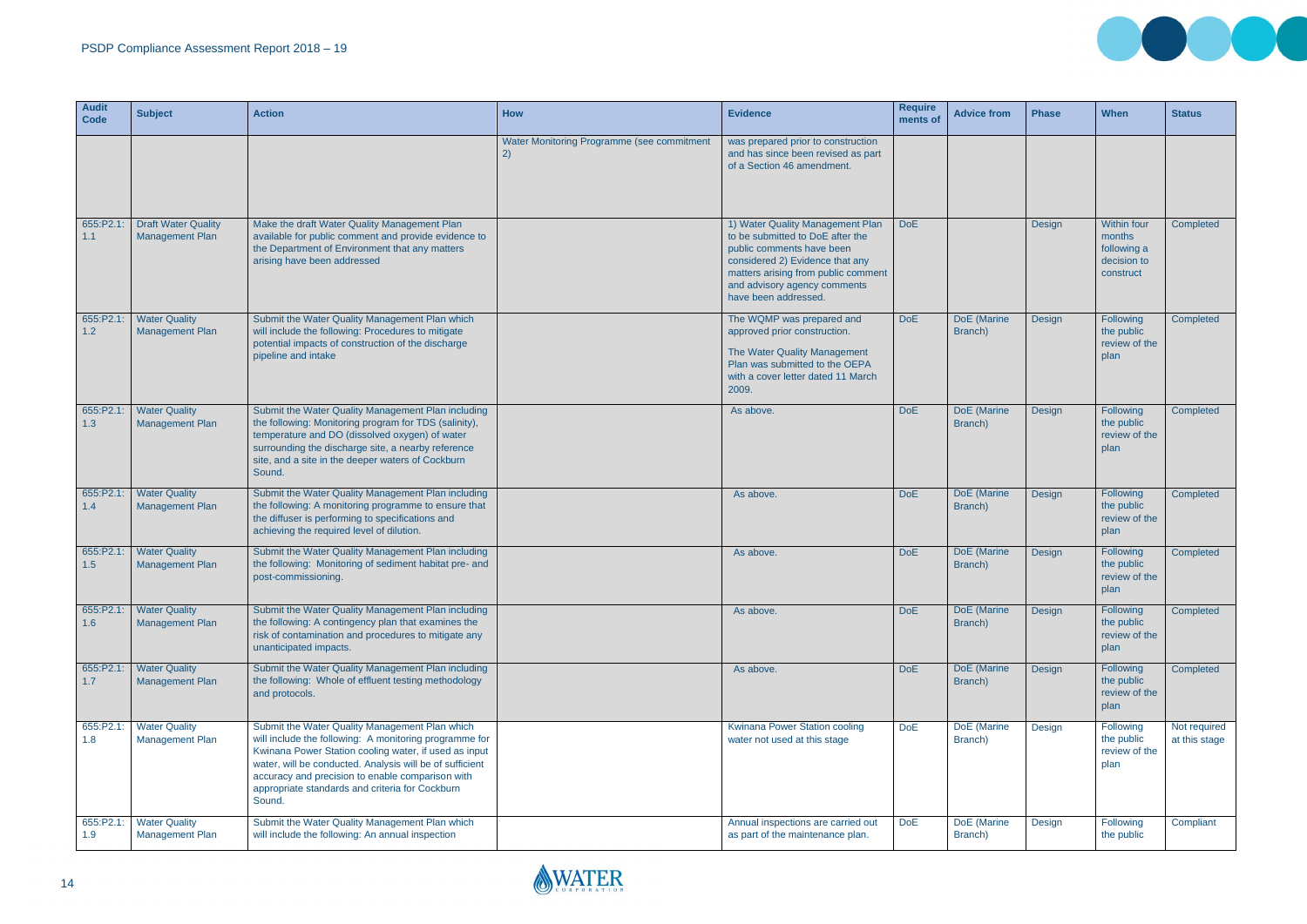| Audit Code | Subject | Action | How | Evidence | Requirements of | Advice from | Phase | When | Status |
|---|---|---|---|---|---|---|---|---|---|
| | | | Water Monitoring Programme (see commitment 2) | was prepared prior to construction and has since been revised as part of a Section 46 amendment. | | | | | |
| 655:P2.1:1.1 | Draft Water Quality Management Plan | Make the draft Water Quality Management Plan available for public comment and provide evidence to the Department of Environment that any matters arising have been addressed | | 1) Water Quality Management Plan to be submitted to DoE after the public comments have been considered 2) Evidence that any matters arising from public comment and advisory agency comments have been addressed. | DoE | | Design | Within four months following a decision to construct | Completed |
| 655:P2.1:1.2 | Water Quality Management Plan | Submit the Water Quality Management Plan which will include the following: Procedures to mitigate potential impacts of construction of the discharge pipeline and intake | | The WQMP was prepared and approved prior construction. The Water Quality Management Plan was submitted to the OEPA with a cover letter dated 11 March 2009. | DoE | DoE (Marine Branch) | Design | Following the public review of the plan | Completed |
| 655:P2.1:1.3 | Water Quality Management Plan | Submit the Water Quality Management Plan including the following: Monitoring program for TDS (salinity), temperature and DO (dissolved oxygen) of water surrounding the discharge site, a nearby reference site, and a site in the deeper waters of Cockburn Sound. | | As above. | DoE | DoE (Marine Branch) | Design | Following the public review of the plan | Completed |
| 655:P2.1:1.4 | Water Quality Management Plan | Submit the Water Quality Management Plan including the following: A monitoring programme to ensure that the diffuser is performing to specifications and achieving the required level of dilution. | | As above. | DoE | DoE (Marine Branch) | Design | Following the public review of the plan | Completed |
| 655:P2.1:1.5 | Water Quality Management Plan | Submit the Water Quality Management Plan including the following: Monitoring of sediment habitat pre- and post-commissioning. | | As above. | DoE | DoE (Marine Branch) | Design | Following the public review of the plan | Completed |
| 655:P2.1:1.6 | Water Quality Management Plan | Submit the Water Quality Management Plan including the following: A contingency plan that examines the risk of contamination and procedures to mitigate any unanticipated impacts. | | As above. | DoE | DoE (Marine Branch) | Design | Following the public review of the plan | Completed |
| 655:P2.1:1.7 | Water Quality Management Plan | Submit the Water Quality Management Plan including the following: Whole of effluent testing methodology and protocols. | | As above. | DoE | DoE (Marine Branch) | Design | Following the public review of the plan | Completed |
| 655:P2.1:1.8 | Water Quality Management Plan | Submit the Water Quality Management Plan which will include the following: A monitoring programme for Kwinana Power Station cooling water, if used as input water, will be conducted. Analysis will be of sufficient accuracy and precision to enable comparison with appropriate standards and criteria for Cockburn Sound. | | Kwinana Power Station cooling water not used at this stage | DoE | DoE (Marine Branch) | Design | Following the public review of the plan | Not required at this stage |
| 655:P2.1:1.9 | Water Quality Management Plan | Submit the Water Quality Management Plan which will include the following: An annual inspection | | Annual inspections are carried out as part of the maintenance plan. | DoE | DoE (Marine Branch) | Design | Following the public | Compliant |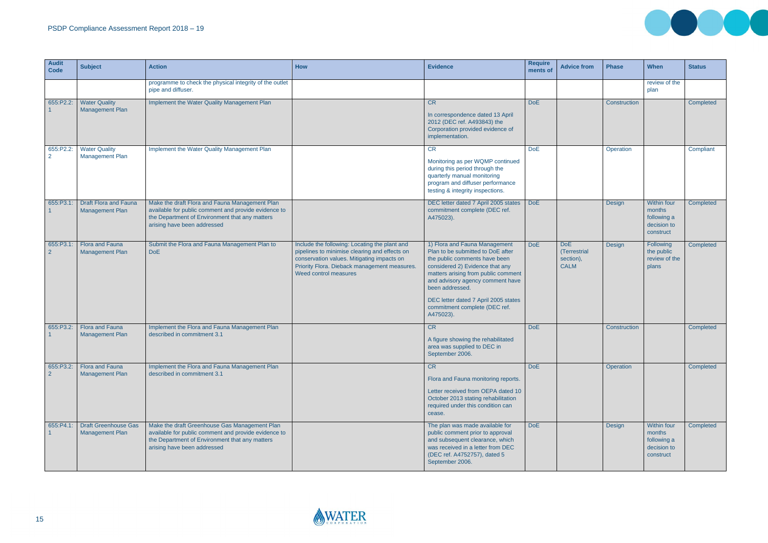| Audit Code | Subject | Action | How | Evidence | Requirements of | Advice from | Phase | When | Status |
|---|---|---|---|---|---|---|---|---|---|
| | | programme to check the physical integrity of the outlet pipe and diffuser. | | | | | | review of the plan | |
| 655:P2.2:1 | Water Quality Management Plan | Implement the Water Quality Management Plan | | CR<br><br>In correspondence dated 13 April 2012 (DEC ref. A493843) the Corporation provided evidence of implementation. | DoE | | Construction | | Completed |
| 655:P2.2:2 | Water Quality Management Plan | Implement the Water Quality Management Plan | | CR<br><br>Monitoring as per WQMP continued during this period through the quarterly manual monitoring program and diffuser performance testing & integrity inspections. | DoE | | Operation | | Compliant |
| 655:P3.1:1 | Draft Flora and Fauna Management Plan | Make the draft Flora and Fauna Management Plan available for public comment and provide evidence to the Department of Environment that any matters arising have been addressed | | DEC letter dated 7 April 2005 states commitment complete (DEC ref. A475023). | DoE | | Design | Within four months following a decision to construct | Completed |
| 655:P3.1:2 | Flora and Fauna Management Plan | Submit the Flora and Fauna Management Plan to DoE | Include the following: Locating the plant and pipelines to minimise clearing and effects on conservation values. Mitigating impacts on Priority Flora. Dieback management measures. Weed control measures | 1) Flora and Fauna Management Plan to be submitted to DoE after the public comments have been considered 2) Evidence that any matters arising from public comment and advisory agency comment have been addressed.<br><br>DEC letter dated 7 April 2005 states commitment complete (DEC ref. A475023). | DoE | DoE (Terrestrial section), CALM | Design | Following the public review of the plans | Completed |
| 655:P3.2:1 | Flora and Fauna Management Plan | Implement the Flora and Fauna Management Plan described in commitment 3.1 | | CR<br><br>A figure showing the rehabilitated area was supplied to DEC in September 2006. | DoE | | Construction | | Completed |
| 655:P3.2:2 | Flora and Fauna Management Plan | Implement the Flora and Fauna Management Plan described in commitment 3.1 | | CR<br><br>Flora and Fauna monitoring reports.<br><br>Letter received from OEPA dated 10 October 2013 stating rehabilitation required under this condition can cease. | DoE | | Operation | | Completed |
| 655:P4.1:1 | Draft Greenhouse Gas Management Plan | Make the draft Greenhouse Gas Management Plan available for public comment and provide evidence to the Department of Environment that any matters arising have been addressed | | The plan was made available for public comment prior to approval and subsequent clearance, which was received in a letter from DEC (DEC ref. A4752757), dated 5 September 2006. | DoE | | Design | Within four months following a decision to construct | Completed |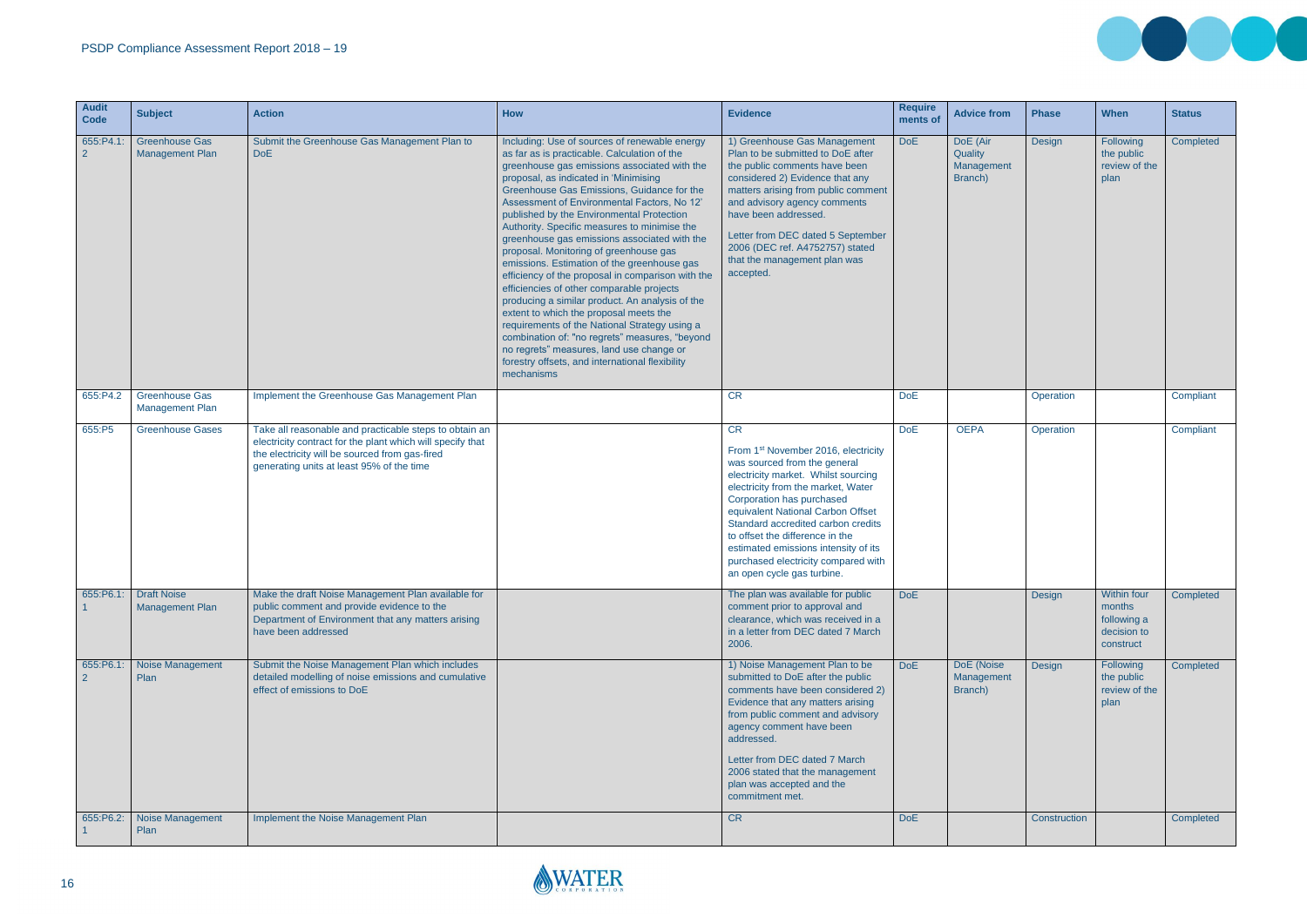| Audit Code | Subject | Action | How | Evidence | Requirements of | Advice from | Phase | When | Status |
|---|---|---|---|---|---|---|---|---|---|
| 655:P4.1:2 | Greenhouse Gas Management Plan | Submit the Greenhouse Gas Management Plan to DoE | Including: Use of sources of renewable energy as far as is practicable. Calculation of the greenhouse gas emissions associated with the proposal, as indicated in 'Minimising Greenhouse Gas Emissions, Guidance for the Assessment of Environmental Factors, No 12' published by the Environmental Protection Authority. Specific measures to minimise the greenhouse gas emissions associated with the proposal. Monitoring of greenhouse gas emissions. Estimation of the greenhouse gas efficiency of the proposal in comparison with the efficiencies of other comparable projects producing a similar product. An analysis of the extent to which the proposal meets the requirements of the National Strategy using a combination of: "no regrets" measures, "beyond no regrets" measures, land use change or forestry offsets, and international flexibility mechanisms | 1) Greenhouse Gas Management Plan to be submitted to DoE after the public comments have been considered 2) Evidence that any matters arising from public comment and advisory agency comments have been addressed. Letter from DEC dated 5 September 2006 (DEC ref. A4752757) stated that the management plan was accepted. | DoE | DoE (Air Quality Management Branch) | Design | Following the public review of the plan | Completed |
| 655:P4.2 | Greenhouse Gas Management Plan | Implement the Greenhouse Gas Management Plan | | CR | DoE | | Operation | | Compliant |
| 655:P5 | Greenhouse Gases | Take all reasonable and practicable steps to obtain an electricity contract for the plant which will specify that the electricity will be sourced from gas-fired generating units at least 95% of the time | | CR<br>From 1st November 2016, electricity was sourced from the general electricity market. Whilst sourcing electricity from the market, Water Corporation has purchased equivalent National Carbon Offset Standard accredited carbon credits to offset the difference in the estimated emissions intensity of its purchased electricity compared with an open cycle gas turbine. | DoE | OEPA | Operation | | Compliant |
| 655:P6.1:1 | Draft Noise Management Plan | Make the draft Noise Management Plan available for public comment and provide evidence to the Department of Environment that any matters arising have been addressed | | The plan was available for public comment prior to approval and clearance, which was received in a in a letter from DEC dated 7 March 2006. | DoE | | Design | Within four months following a decision to construct | Completed |
| 655:P6.1:2 | Noise Management Plan | Submit the Noise Management Plan which includes detailed modelling of noise emissions and cumulative effect of emissions to DoE | | 1) Noise Management Plan to be submitted to DoE after the public comments have been considered 2) Evidence that any matters arising from public comment and advisory agency comment have been addressed. Letter from DEC dated 7 March 2006 stated that the management plan was accepted and the commitment met. | DoE | DoE (Noise Management Branch) | Design | Following the public review of the plan | Completed |
| 655:P6.2:1 | Noise Management Plan | Implement the Noise Management Plan | | CR | DoE | | Construction | | Completed |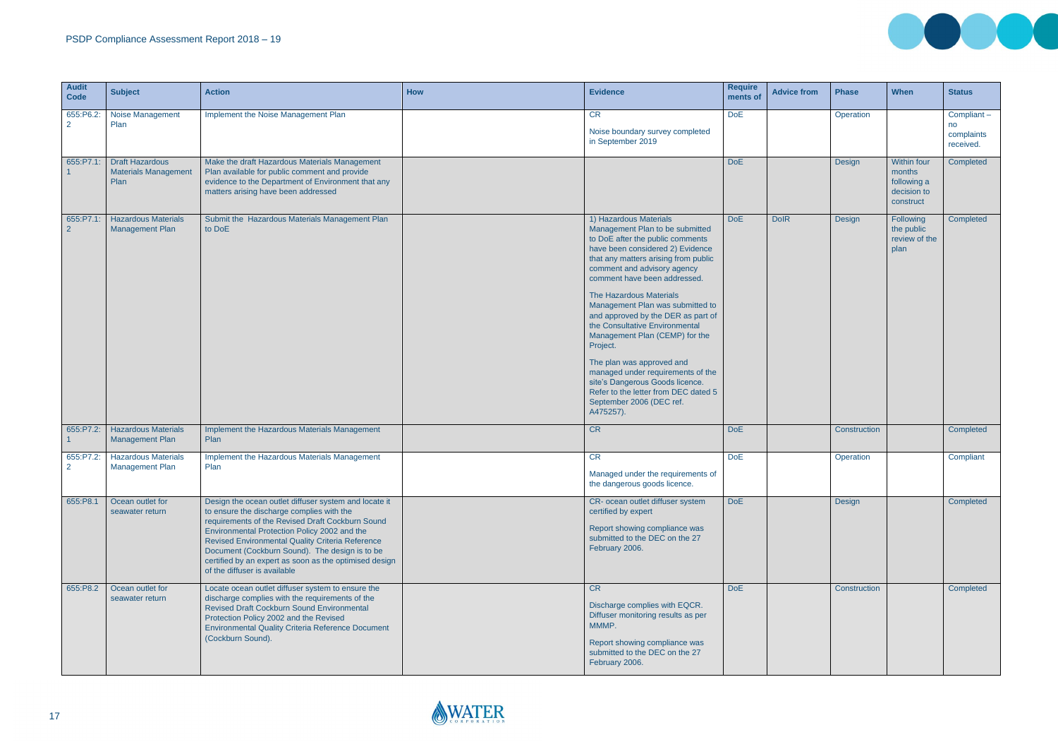| Audit Code | Subject | Action | How | Evidence | Requirements of | Advice from | Phase | When | Status |
|---|---|---|---|---|---|---|---|---|---|
| 655:P6.2:2 | Noise Management Plan | Implement the Noise Management Plan | | CR<br><br>Noise boundary survey completed in September 2019 | DoE | | Operation | | Compliant – no complaints received. |
| 655:P7.1:1 | Draft Hazardous Materials Management Plan | Make the draft Hazardous Materials Management Plan available for public comment and provide evidence to the Department of Environment that any matters arising have been addressed | | | DoE | | Design | Within four months following a decision to construct | Completed |
| 655:P7.1:2 | Hazardous Materials Management Plan | Submit the Hazardous Materials Management Plan to DoE | | 1) Hazardous Materials Management Plan to be submitted to DoE after the public comments have been considered 2) Evidence that any matters arising from public comment and advisory agency comment have been addressed.<br><br>The Hazardous Materials Management Plan was submitted to and approved by the DER as part of the Consultative Environmental Management Plan (CEMP) for the Project.<br><br>The plan was approved and managed under requirements of the site's Dangerous Goods licence. Refer to the letter from DEC dated 5 September 2006 (DEC ref. A475257). | DoE | DoIR | Design | Following the public review of the plan | Completed |
| 655:P7.2:1 | Hazardous Materials Management Plan | Implement the Hazardous Materials Management Plan | | CR | DoE | | Construction | | Completed |
| 655:P7.2:2 | Hazardous Materials Management Plan | Implement the Hazardous Materials Management Plan | | CR<br><br>Managed under the requirements of the dangerous goods licence. | DoE | | Operation | | Compliant |
| 655:P8.1 | Ocean outlet for seawater return | Design the ocean outlet diffuser system and locate it to ensure the discharge complies with the requirements of the Revised Draft Cockburn Sound Environmental Protection Policy 2002 and the Revised Environmental Quality Criteria Reference Document (Cockburn Sound). The design is to be certified by an expert as soon as the optimised design of the diffuser is available | | CR- ocean outlet diffuser system certified by expert<br><br>Report showing compliance was submitted to the DEC on the 27 February 2006. | DoE | | Design | | Completed |
| 655:P8.2 | Ocean outlet for seawater return | Locate ocean outlet diffuser system to ensure the discharge complies with the requirements of the Revised Draft Cockburn Sound Environmental Protection Policy 2002 and the Revised Environmental Quality Criteria Reference Document (Cockburn Sound). | | CR<br><br>Discharge complies with EQCR. Diffuser monitoring results as per MMMP.<br><br>Report showing compliance was submitted to the DEC on the 27 February 2006. | DoE | | Construction | | Completed |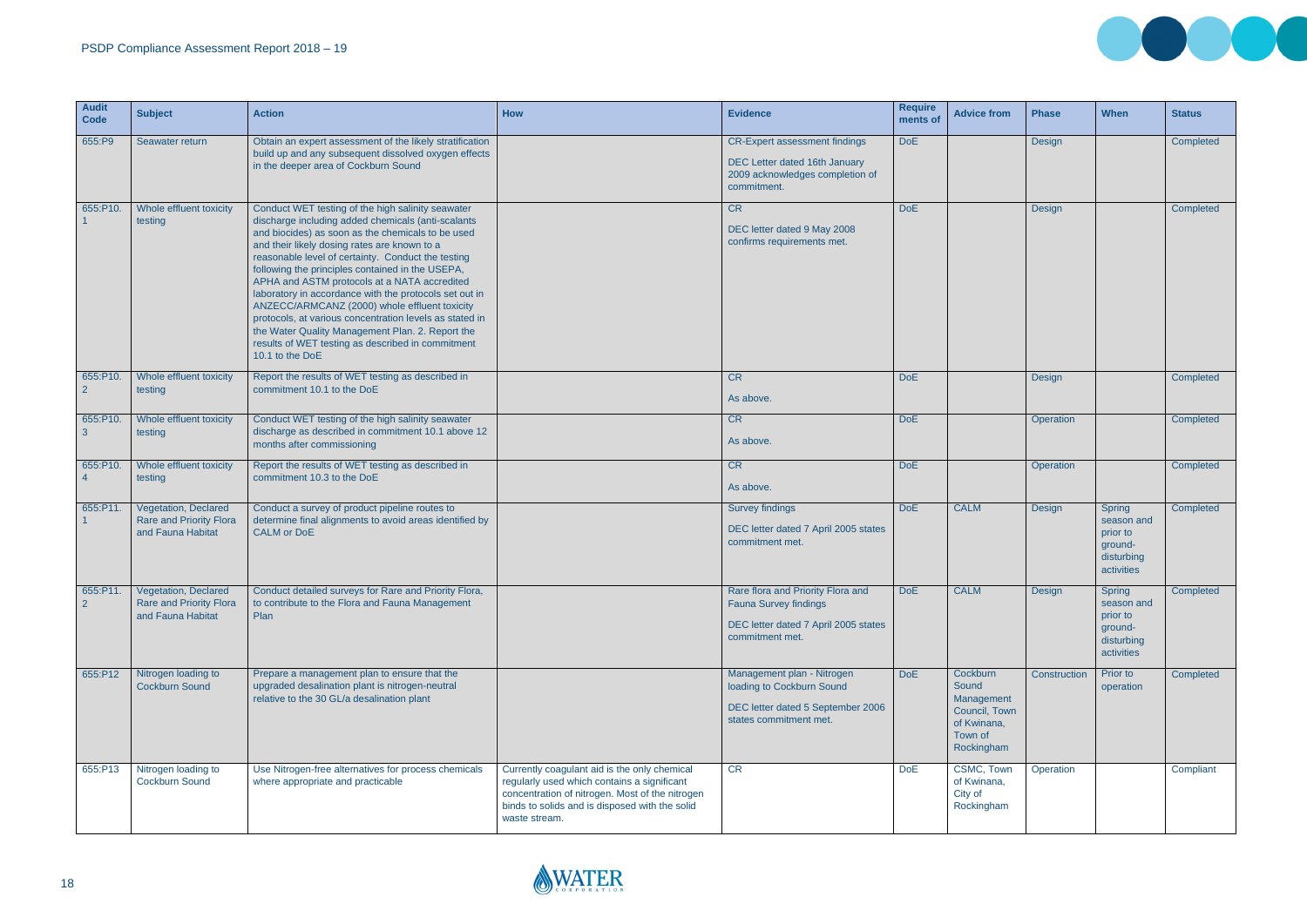| Audit Code | Subject | Action | How | Evidence | Requirements of | Advice from | Phase | When | Status |
|---|---|---|---|---|---|---|---|---|---|
| 655:P9 | Seawater return | Obtain an expert assessment of the likely stratification build up and any subsequent dissolved oxygen effects in the deeper area of Cockburn Sound | | CR-Expert assessment findings<br><br>DEC Letter dated 16th January 2009 acknowledges completion of commitment. | DoE | | Design | | Completed |
| 655:P10.1 | Whole effluent toxicity testing | Conduct WET testing of the high salinity seawater discharge including added chemicals (anti-scalants and biocides) as soon as the chemicals to be used and their likely dosing rates are known to a reasonable level of certainty. Conduct the testing following the principles contained in the USEPA, APHA and ASTM protocols at a NATA accredited laboratory in accordance with the protocols set out in ANZECC/ARMCANZ (2000) whole effluent toxicity protocols, at various concentration levels as stated in the Water Quality Management Plan. 2. Report the results of WET testing as described in commitment 10.1 to the DoE | | CR<br><br>DEC letter dated 9 May 2008 confirms requirements met. | DoE | | Design | | Completed |
| 655:P10.2 | Whole effluent toxicity testing | Report the results of WET testing as described in commitment 10.1 to the DoE | | CR<br><br>As above. | DoE | | Design | | Completed |
| 655:P10.3 | Whole effluent toxicity testing | Conduct WET testing of the high salinity seawater discharge as described in commitment 10.1 above 12 months after commissioning | | CR<br><br>As above. | DoE | | Operation | | Completed |
| 655:P10.4 | Whole effluent toxicity testing | Report the results of WET testing as described in commitment 10.3 to the DoE | | CR<br><br>As above. | DoE | | Operation | | Completed |
| 655:P11.1 | Vegetation, Declared Rare and Priority Flora and Fauna Habitat | Conduct a survey of product pipeline routes to determine final alignments to avoid areas identified by CALM or DoE | | Survey findings<br><br>DEC letter dated 7 April 2005 states commitment met. | DoE | CALM | Design | Spring season and prior to ground-disturbing activities | Completed |
| 655:P11.2 | Vegetation, Declared Rare and Priority Flora and Fauna Habitat | Conduct detailed surveys for Rare and Priority Flora, to contribute to the Flora and Fauna Management Plan | | Rare flora and Priority Flora and Fauna Survey findings<br><br>DEC letter dated 7 April 2005 states commitment met. | DoE | CALM | Design | Spring season and prior to ground-disturbing activities | Completed |
| 655:P12 | Nitrogen loading to Cockburn Sound | Prepare a management plan to ensure that the upgraded desalination plant is nitrogen-neutral relative to the 30 GL/a desalination plant | | Management plan - Nitrogen loading to Cockburn Sound<br><br>DEC letter dated 5 September 2006 states commitment met. | DoE | Cockburn Sound Management Council, Town of Kwinana, Town of Rockingham | Construction | Prior to operation | Completed |
| 655:P13 | Nitrogen loading to Cockburn Sound | Use Nitrogen-free alternatives for process chemicals where appropriate and practicable | Currently coagulant aid is the only chemical regularly used which contains a significant concentration of nitrogen. Most of the nitrogen binds to solids and is disposed with the solid waste stream. | CR | DoE | CSMC, Town of Kwinana, City of Rockingham | Operation | | Compliant |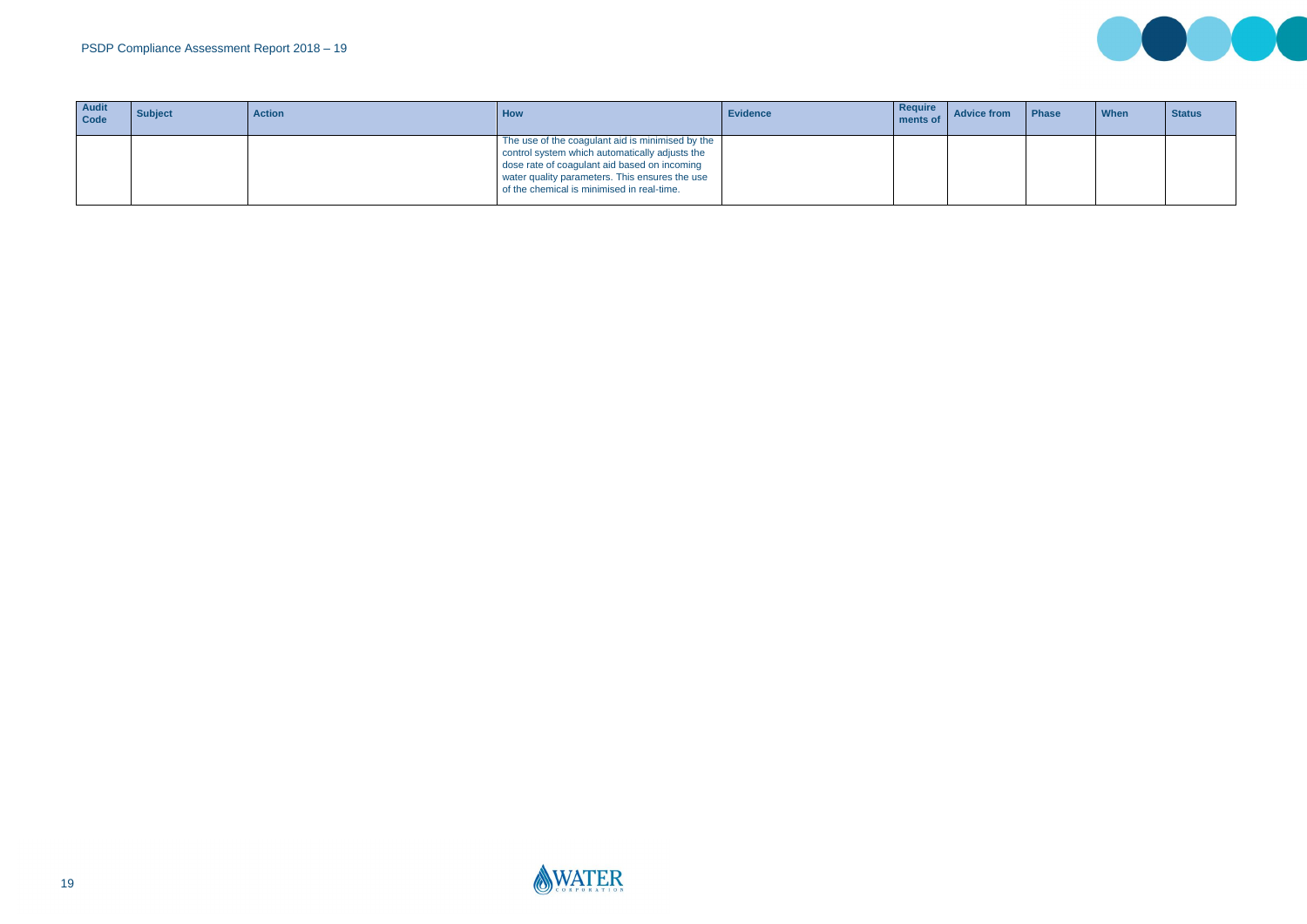| Audit Code | Subject | Action | How | Evidence | Requirements of | Advice from | Phase | When | Status |
|---|---|---|---|---|---|---|---|---|---|
| | | | The use of the coagulant aid is minimised by the control system which automatically adjusts the dose rate of coagulant aid based on incoming water quality parameters. This ensures the use of the chemical is minimised in real-time. | | | | | | |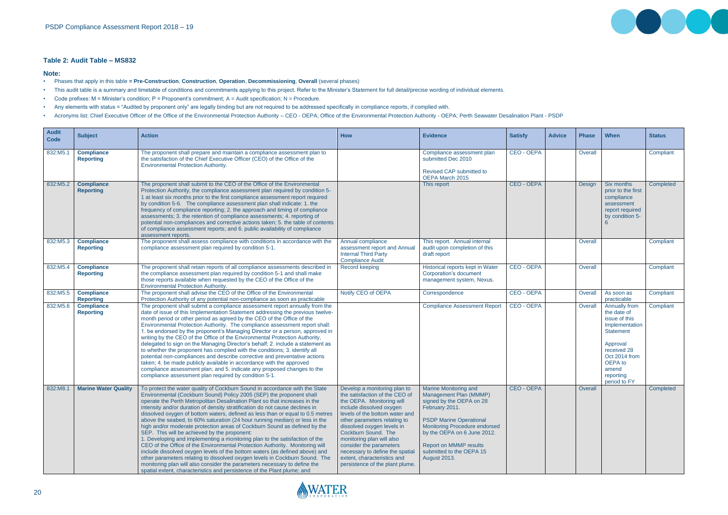### Table 2: Audit Table – MS832

**Note:**

- Phases that apply in this table **= Pre-Construction**, **Construction**, **Operation**, **Decommissioning**, **Overall** (several phases)
- This audit table is a summary and timetable of conditions and commitments applying to this project. Refer to the Minister's Statement for full detail/precise wording of individual elements.
- Code prefixes: M = Minister's condition; P = Proponent's commitment; A = Audit specification; N = Procedure.
- Any elements with status = "Audited by proponent only" are legally binding but are not required to be addressed specifically in compliance reports, if complied with.
- Acronyms list: Chief Executive Officer of the Office of the Environmental Protection Authority – CEO - OEPA; Office of the Environmental Protection Authority - OEPA; Perth Seawater Desalination Plant - PSDP

| Audit Code | Subject | Action | How | Evidence | Satisfy | Advice | Phase | When | Status |
|---|---|---|---|---|---|---|---|---|---|
| 832:M5.1 | **Compliance Reporting** | The proponent shall prepare and maintain a compliance assessment plan to the satisfaction of the Chief Executive Officer (CEO) of the Office of the Environmental Protection Authority. | | Compliance assessment plan submitted Dec 2010<br><br>Revised CAP submitted to OEPA March 2015 | CEO - OEPA | | Overall | | Compliant |
| 832:M5.2 | **Compliance Reporting** | The proponent shall submit to the CEO of the Office of the Environmental Protection Authority, the compliance assessment plan required by condition 5-1 at least six months prior to the first compliance assessment report required by condition 5-6. The compliance assessment plan shall indicate: 1. the frequency of compliance reporting; 2. the approach and timing of compliance assessments; 3. the retention of compliance assessments; 4. reporting of potential non-compliances and corrective actions taken; 5. the table of contents of compliance assessment reports; and 6. public availability of compliance assessment reports. | | This report | CEO - OEPA | | Design | Six months prior to the first compliance assessment report required by condition 5-6 | Completed |
| 832:M5.3 | **Compliance Reporting** | The proponent shall assess compliance with conditions in accordance with the compliance assessment plan required by condition 5-1. | Annual compliance assessment report and Annual Internal Third Party Compliance Audit | This report. Annual internal audit upon completion of this draft report | | | Overall | | Compliant |
| 832:M5.4 | **Compliance Reporting** | The proponent shall retain reports of all compliance assessments described in the compliance assessment plan required by condition 5-1 and shall make those reports available when requested by the CEO of the Office of the Environmental Protection Authority. | Record keeping | Historical reports kept in Water Corporation's document management system, Nexus. | CEO - OEPA | | Overall | | Compliant |
| 832:M5.5 | **Compliance Reporting** | The proponent shall advise the CEO of the Office of the Environmental Protection Authority of any potential non-compliance as soon as practicable | Notify CEO of OEPA | Correspondence | CEO - OEPA | | Overall | As soon as practicable | Compliant |
| 832:M5.6 | **Compliance Reporting** | The proponent shall submit a compliance assessment report annually from the date of issue of this Implementation Statement addressing the previous twelve-month period or other period as agreed by the CEO of the Office of the Environmental Protection Authority. The compliance assessment report shall: 1. be endorsed by the proponent's Managing Director or a person, approved in writing by the CEO of the Office of the Environmental Protection Authority, delegated to sign on the Managing Director's behalf; 2. include a statement as to whether the proponent has complied with the conditions; 3. identify all potential non-compliances and describe corrective and preventative actions taken; 4. be made publicly available in accordance with the approved compliance assessment plan; and 5. indicate any proposed changes to the compliance assessment plan required by condition 5-1. | | Compliance Assessment Report | CEO - OEPA | | Overall | Annually from the date of issue of this Implementation Statement<br><br>Approval received 28 Oct 2014 from OEPA to amend reporting period to FY | Compliant |
| 832:M8.1 | **Marine Water Quality** | To protect the water quality of Cockburn Sound in accordance with the State Environmental (Cockburn Sound) Policy 2005 (SEP) the proponent shall operate the Perth Metropolitan Desalination Plant so that increases in the intensity and/or duration of density stratification do not cause declines in dissolved oxygen of bottom waters, defined as less than or equal to 0.5 metres above the seabed, to 60% saturation (24 hour running median) or less in the high and/or moderate protection areas of Cockburn Sound as defined by the SEP. This will be achieved by the proponent:<br>1. Developing and implementing a monitoring plan to the satisfaction of the CEO of the Office of the Environmental Protection Authority. Monitoring will include dissolved oxygen levels of the bottom waters (as defined above) and other parameters relating to dissolved oxygen levels in Cockburn Sound. The monitoring plan will also consider the parameters necessary to define the spatial extent, characteristics and persistence of the Plant plume; and | Develop a monitoring plan to the satisfaction of the CEO of the OEPA. Monitoring will include dissolved oxygen levels of the bottom water and other parameters relating to dissolved oxygen levels in Cockburn Sound. The monitoring plan will also consider the parameters necessary to define the spatial extent, characteristics and persistence of the plant plume. | Marine Monitoring and Management Plan (MMMP) signed by the OEPA on 28 February 2011.<br><br>PSDP Marine Operational Monitoring Procedure endorsed by the OEPA on 6 June 2012.<br><br>Report on MMMP results submitted to the OEPA 15 August 2013. | CEO - OEPA | | Overall | | Completed |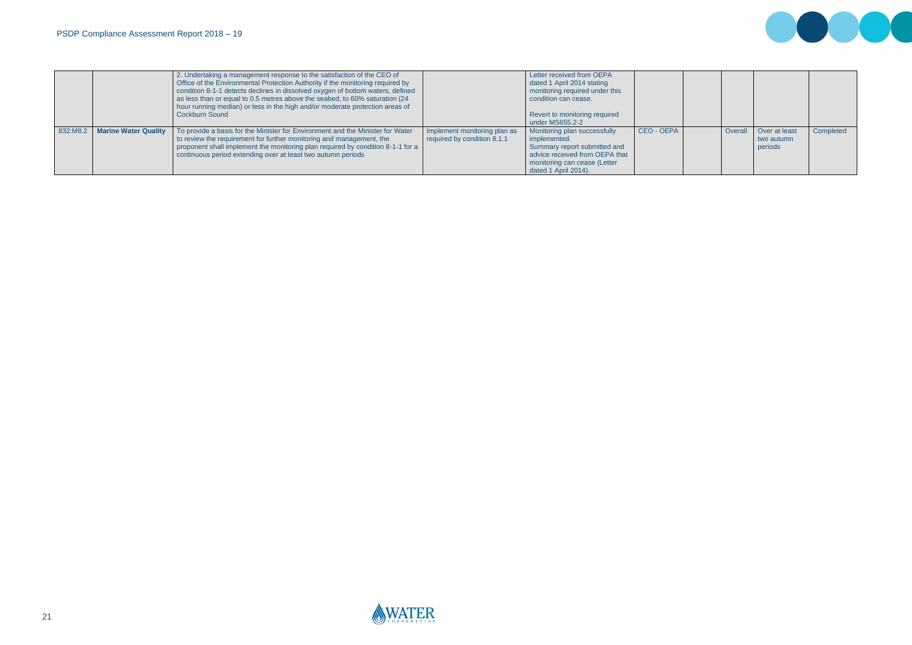| | | | | | | | | | |
|---|---|---|---|---|---|---|---|---|---|
| | | 2. Undertaking a management response to the satisfaction of the CEO of Office of the Environmental Protection Authority if the monitoring required by condition 8-1-1 detects declines in dissolved oxygen of bottom waters, defined as less than or equal to 0.5 metres above the seabed, to 60% saturation (24 hour running median) or less in the high and/or moderate protection areas of Cockburn Sound | | Letter received from OEPA dated 1 April 2014 stating monitoring required under this condition can cease.<br><br>Revert to monitoring required under MS655.2-2 | | | | | |
| 832:M8.2 | **Marine Water Quality** | To provide a basis for the Minister for Environment and the Minister for Water to review the requirement for further monitoring and management, the proponent shall implement the monitoring plan required by condition 8-1-1 for a continuous period extending over at least two autumn periods | Implement monitoring plan as required by condition 8.1.1 | Monitoring plan successfully implemented.<br>Summary report submitted and advice received from OEPA that monitoring can cease (Letter dated 1 April 2014). | CEO - OEPA | | Overall | Over at least two autumn periods | Completed |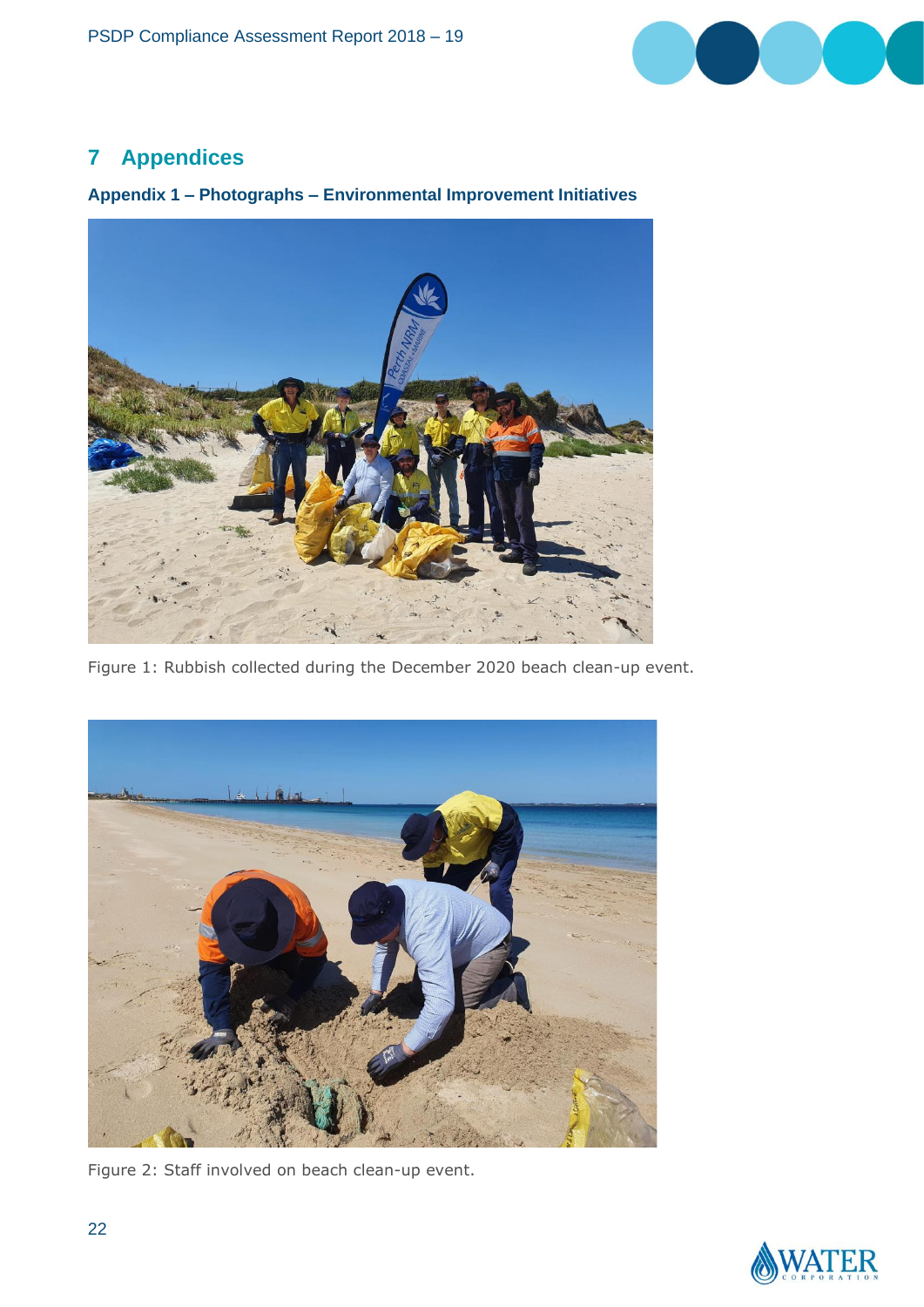# 7 Appendices

## Appendix 1 – Photographs – Environmental Improvement Initiatives

Figure 1: Rubbish collected during the December 2020 beach clean-up event.

Figure 2: Staff involved on beach clean-up event.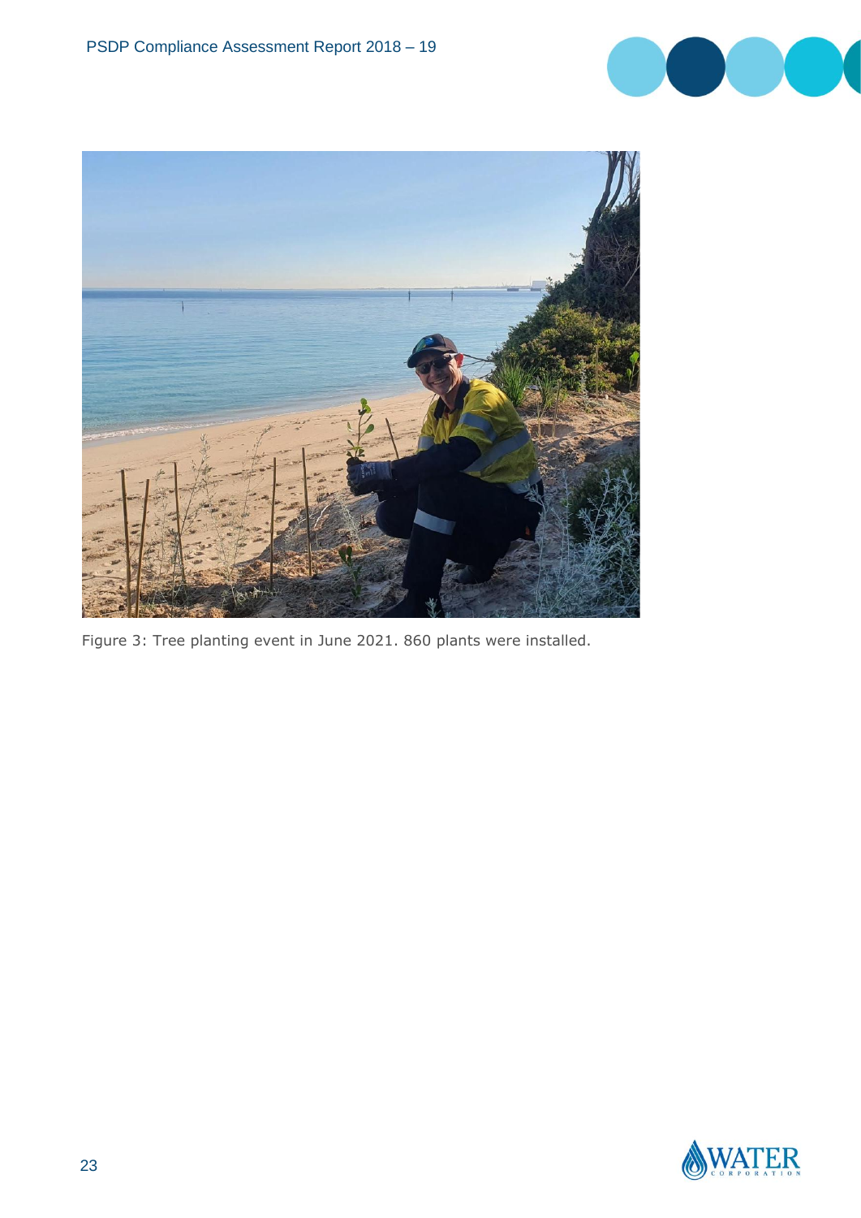Figure 3: Tree planting event in June 2021. 860 plants were installed.